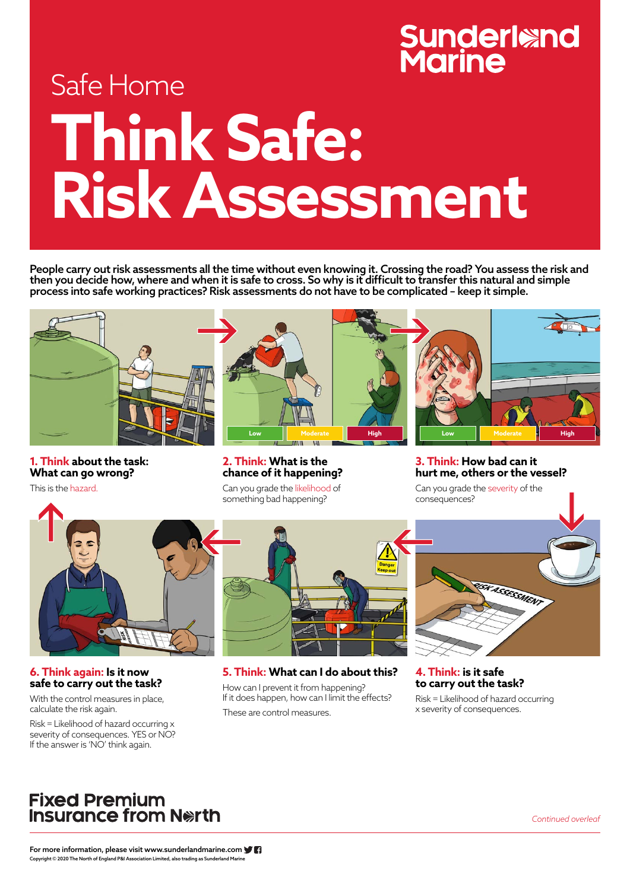Sunderland Marine

Safe Home

# Think Safe: Risk Assessment

**People carry out risk assessments all the time without even knowing it. Crossing the road? You assess the risk and then you decide how, where and when it is safe to cross. So why is it difficult to transfer this natural and simple process into safe working practices? Risk assessments do not have to be complicated – keep it simple.**

### 1. Think about the task: What can go wrong?

This is the hazard.

### 2. Think: What is the chance of it happening?

Low | Moderate | High

Can you grade the likelihood of something bad happening?

### 3. Think: How bad can it hurt me, others or the vessel?

Low | Moderate | High

Can you grade the severity of the consequences?

### 4. Think: is it safe to carry out the task?

Risk = Likelihood of hazard occurring x severity of consequences.

### 5. Think: What can I do about this?

How can I prevent it from happening?
If it does happen, how can I limit the effects?

These are control measures.

### 6. Think again: Is it now safe to carry out the task?

With the control measures in place, calculate the risk again.

Risk = Likelihood of hazard occurring x severity of consequences. YES or NO? If the answer is 'NO' think again.

**Fixed Premium Insurance from North**

*Continued overleaf*

**For more information, please visit www.sunderlandmarine.com**

Copyright © 2020 The North of England P&I Association Limited, also trading as Sunderland Marine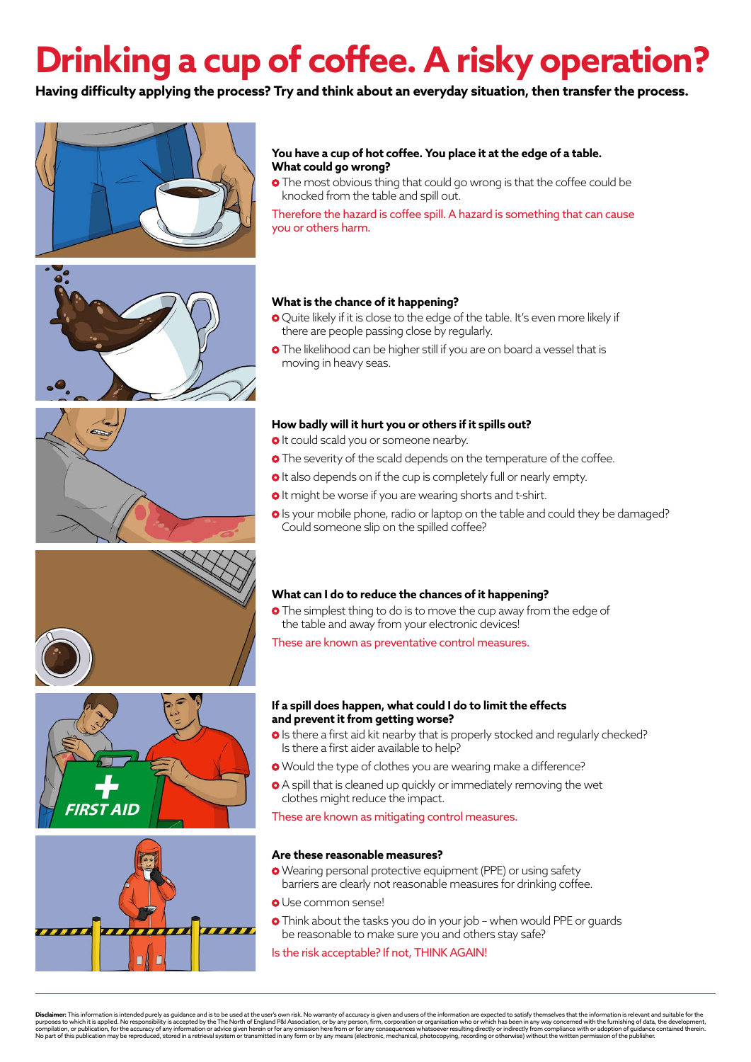# Drinking a cup of coffee. A risky operation?

**Having difficulty applying the process? Try and think about an everyday situation, then transfer the process.**

**You have a cup of hot coffee. You place it at the edge of a table. What could go wrong?**

- The most obvious thing that could go wrong is that the coffee could be knocked from the table and spill out.

Therefore the hazard is coffee spill. A hazard is something that can cause you or others harm.

**What is the chance of it happening?**

- Quite likely if it is close to the edge of the table. It's even more likely if there are people passing close by regularly.
- The likelihood can be higher still if you are on board a vessel that is moving in heavy seas.

**How badly will it hurt you or others if it spills out?**

- It could scald you or someone nearby.
- The severity of the scald depends on the temperature of the coffee.
- It also depends on if the cup is completely full or nearly empty.
- It might be worse if you are wearing shorts and t-shirt.
- Is your mobile phone, radio or laptop on the table and could they be damaged? Could someone slip on the spilled coffee?

**What can I do to reduce the chances of it happening?**

- The simplest thing to do is to move the cup away from the edge of the table and away from your electronic devices!

These are known as preventative control measures.

**If a spill does happen, what could I do to limit the effects and prevent it from getting worse?**

- Is there a first aid kit nearby that is properly stocked and regularly checked? Is there a first aider available to help?
- Would the type of clothes you are wearing make a difference?
- A spill that is cleaned up quickly or immediately removing the wet clothes might reduce the impact.

These are known as mitigating control measures.

**Are these reasonable measures?**

- Wearing personal protective equipment (PPE) or using safety barriers are clearly not reasonable measures for drinking coffee.
- Use common sense!
- Think about the tasks you do in your job – when would PPE or guards be reasonable to make sure you and others stay safe?

Is the risk acceptable? If not, THINK AGAIN!

---

**Disclaimer:** This information is intended purely as guidance and is to be used at the user's own risk. No warranty of accuracy is given and users of the information are expected to satisfy themselves that the information is relevant and suitable for the purposes to which it is applied. No responsibility is accepted by the The North of England P&I Association, or by any person, firm, corporation or organisation who or which has been in any way concerned with the furnishing of data, the development, compilation, or publication, for the accuracy of any information or advice given herein or for any omission here from or for any consequences whatsoever resulting directly or indirectly from compliance with or adoption of guidance contained therein. No part of this publication may be reproduced, stored in a retrieval system or transmitted in any form or by any means (electronic, mechanical, photocopying, recording or otherwise) without the written permission of the publisher.